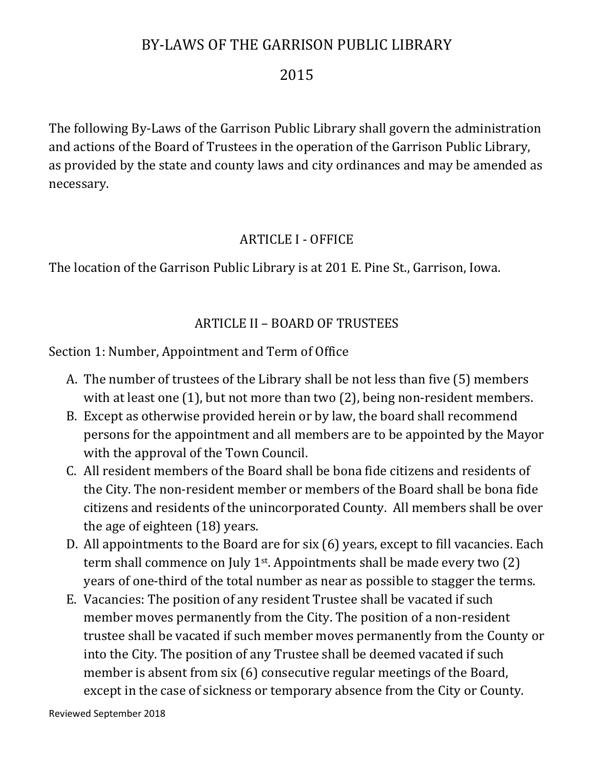# BY-LAWS OF THE GARRISON PUBLIC LIBRARY

# 2015

The following By-Laws of the Garrison Public Library shall govern the administration and actions of the Board of Trustees in the operation of the Garrison Public Library, as provided by the state and county laws and city ordinances and may be amended as necessary.

## ARTICLE I - OFFICE

The location of the Garrison Public Library is at 201 E. Pine St., Garrison, Iowa.

## ARTICLE II – BOARD OF TRUSTEES

Section 1: Number, Appointment and Term of Office

A. The number of trustees of the Library shall be not less than five (5) members with at least one (1), but not more than two (2), being non-resident members.
B. Except as otherwise provided herein or by law, the board shall recommend persons for the appointment and all members are to be appointed by the Mayor with the approval of the Town Council.
C. All resident members of the Board shall be bona fide citizens and residents of the City. The non-resident member or members of the Board shall be bona fide citizens and residents of the unincorporated County. All members shall be over the age of eighteen (18) years.
D. All appointments to the Board are for six (6) years, except to fill vacancies. Each term shall commence on July 1st. Appointments shall be made every two (2) years of one-third of the total number as near as possible to stagger the terms.
E. Vacancies: The position of any resident Trustee shall be vacated if such member moves permanently from the City. The position of a non-resident trustee shall be vacated if such member moves permanently from the County or into the City. The position of any Trustee shall be deemed vacated if such member is absent from six (6) consecutive regular meetings of the Board, except in the case of sickness or temporary absence from the City or County.

Reviewed September 2018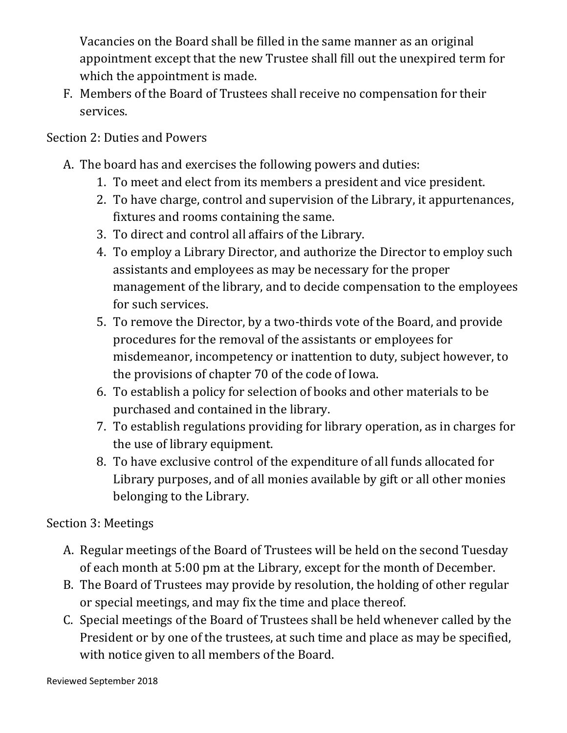Vacancies on the Board shall be filled in the same manner as an original appointment except that the new Trustee shall fill out the unexpired term for which the appointment is made.

F. Members of the Board of Trustees shall receive no compensation for their services.

Section 2: Duties and Powers

A. The board has and exercises the following powers and duties:
    1. To meet and elect from its members a president and vice president.
    2. To have charge, control and supervision of the Library, it appurtenances, fixtures and rooms containing the same.
    3. To direct and control all affairs of the Library.
    4. To employ a Library Director, and authorize the Director to employ such assistants and employees as may be necessary for the proper management of the library, and to decide compensation to the employees for such services.
    5. To remove the Director, by a two-thirds vote of the Board, and provide procedures for the removal of the assistants or employees for misdemeanor, incompetency or inattention to duty, subject however, to the provisions of chapter 70 of the code of Iowa.
    6. To establish a policy for selection of books and other materials to be purchased and contained in the library.
    7. To establish regulations providing for library operation, as in charges for the use of library equipment.
    8. To have exclusive control of the expenditure of all funds allocated for Library purposes, and of all monies available by gift or all other monies belonging to the Library.

Section 3: Meetings

A. Regular meetings of the Board of Trustees will be held on the second Tuesday of each month at 5:00 pm at the Library, except for the month of December.
B. The Board of Trustees may provide by resolution, the holding of other regular or special meetings, and may fix the time and place thereof.
C. Special meetings of the Board of Trustees shall be held whenever called by the President or by one of the trustees, at such time and place as may be specified, with notice given to all members of the Board.

Reviewed September 2018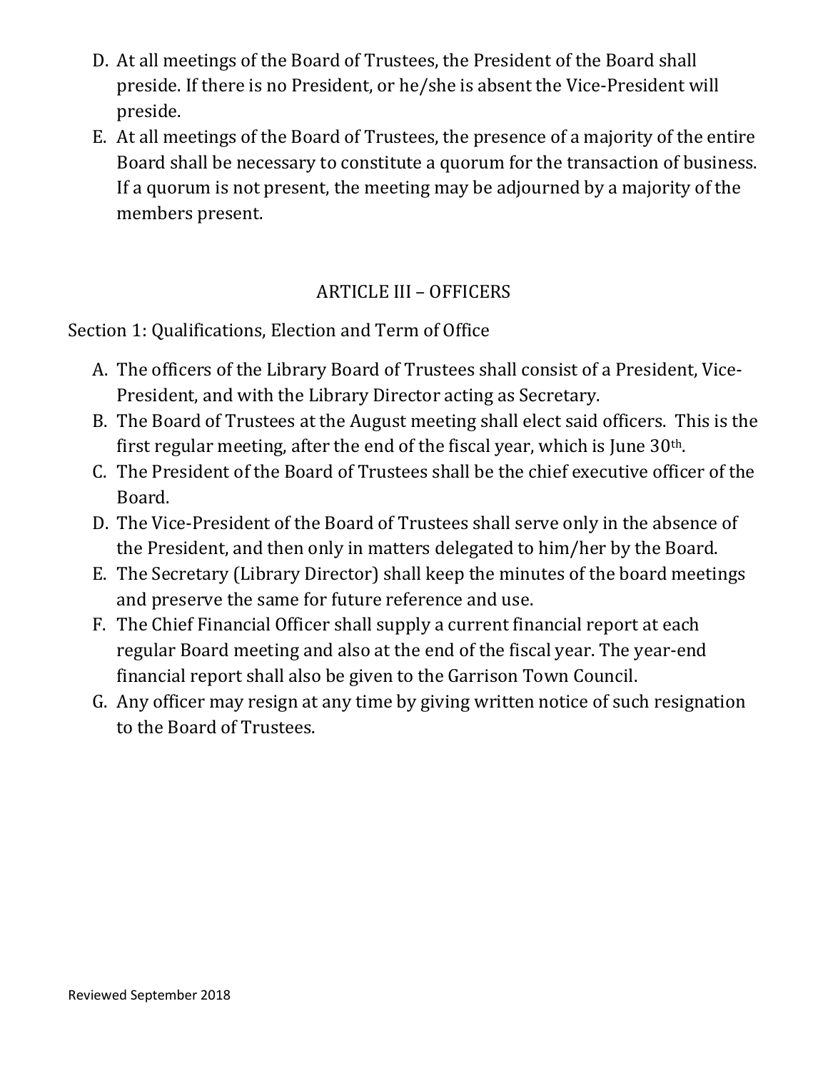D. At all meetings of the Board of Trustees, the President of the Board shall preside. If there is no President, or he/she is absent the Vice-President will preside.

E. At all meetings of the Board of Trustees, the presence of a majority of the entire Board shall be necessary to constitute a quorum for the transaction of business. If a quorum is not present, the meeting may be adjourned by a majority of the members present.

## ARTICLE III – OFFICERS

Section 1: Qualifications, Election and Term of Office

A. The officers of the Library Board of Trustees shall consist of a President, Vice-President, and with the Library Director acting as Secretary.

B. The Board of Trustees at the August meeting shall elect said officers. This is the first regular meeting, after the end of the fiscal year, which is June 30th.

C. The President of the Board of Trustees shall be the chief executive officer of the Board.

D. The Vice-President of the Board of Trustees shall serve only in the absence of the President, and then only in matters delegated to him/her by the Board.

E. The Secretary (Library Director) shall keep the minutes of the board meetings and preserve the same for future reference and use.

F. The Chief Financial Officer shall supply a current financial report at each regular Board meeting and also at the end of the fiscal year. The year-end financial report shall also be given to the Garrison Town Council.

G. Any officer may resign at any time by giving written notice of such resignation to the Board of Trustees.

Reviewed September 2018